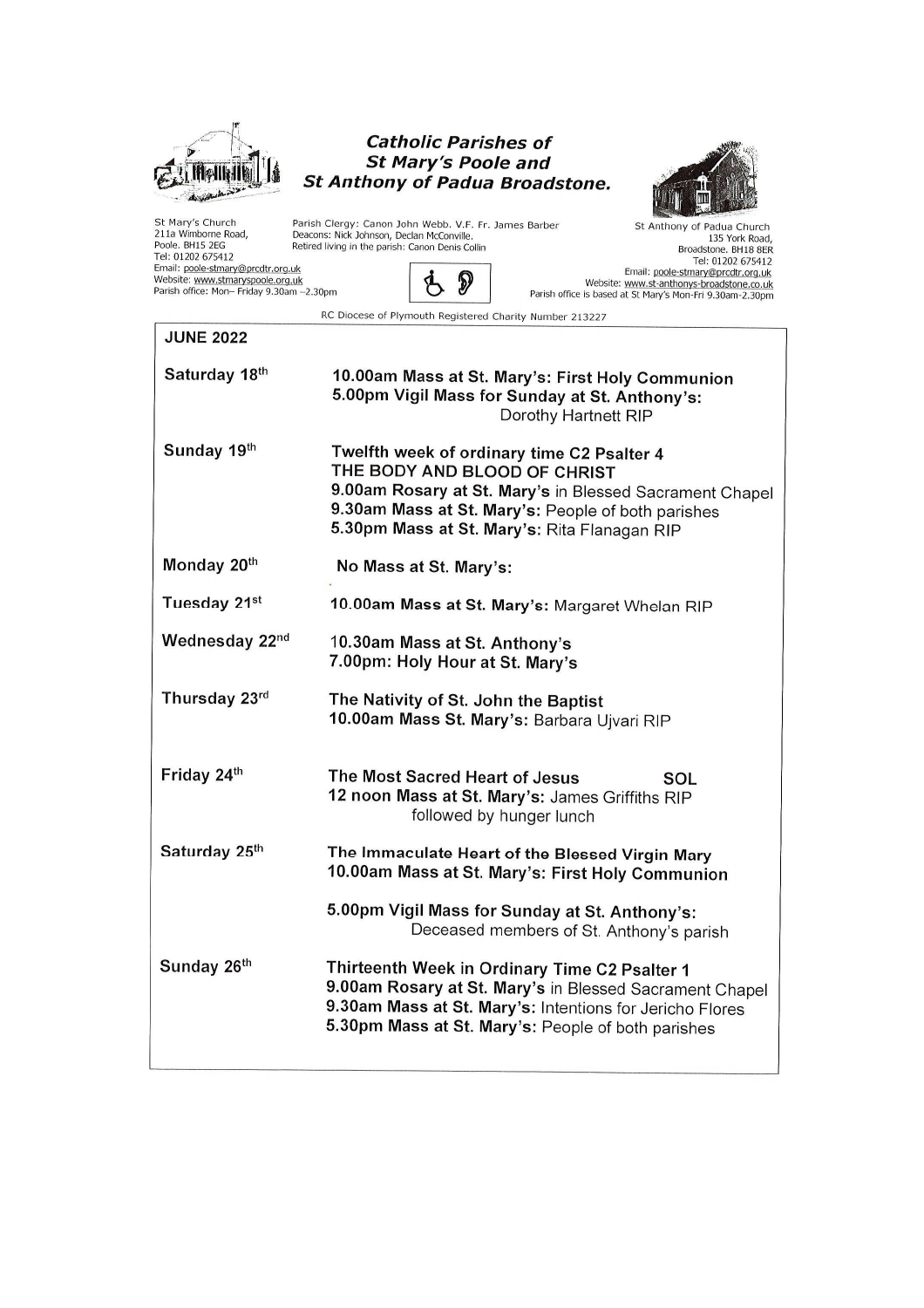# *Catholic Parishes of St Mary's Poole and St Anthony of Padua Broadstone.*

St Mary's Church
211a Wimborne Road,
Poole. BH15 2EG
Tel: 01202 675412
Email: poole-stmary@prcdtr.org.uk
Website: www.stmaryspoole.org.uk
Parish office: Mon– Friday 9.30am –2.30pm

Parish Clergy: Canon John Webb. V.F. Fr. James Barber
Deacons: Nick Johnson, Declan McConville.
Retired living in the parish: Canon Denis Collin

St Anthony of Padua Church
135 York Road,
Broadstone. BH18 8ER
Tel: 01202 675412
Email: poole-stmary@prcdtr.org.uk
Website: www.st-anthonys-broadstone.co.uk
Parish office is based at St Mary's Mon-Fri 9.30am-2.30pm

RC Diocese of Plymouth Registered Charity Number 213227

| JUNE 2022 | |
|---|---|
| Saturday 18th | **10.00am Mass at St. Mary's: First Holy Communion**<br>**5.00pm Vigil Mass for Sunday at St. Anthony's:** Dorothy Hartnett RIP |
| Sunday 19th | **Twelfth week of ordinary time C2 Psalter 4**<br>**THE BODY AND BLOOD OF CHRIST**<br>**9.00am Rosary at St. Mary's** in Blessed Sacrament Chapel<br>**9.30am Mass at St. Mary's:** People of both parishes<br>**5.30pm Mass at St. Mary's:** Rita Flanagan RIP |
| Monday 20th | **No Mass at St. Mary's:** |
| Tuesday 21st | **10.00am Mass at St. Mary's:** Margaret Whelan RIP |
| Wednesday 22nd | **10.30am Mass at St. Anthony's**<br>**7.00pm: Holy Hour at St. Mary's** |
| Thursday 23rd | **The Nativity of St. John the Baptist**<br>**10.00am Mass St. Mary's:** Barbara Ujvari RIP |
| Friday 24th | **The Most Sacred Heart of Jesus SOL**<br>**12 noon Mass at St. Mary's:** James Griffiths RIP followed by hunger lunch |
| Saturday 25th | **The Immaculate Heart of the Blessed Virgin Mary**<br>**10.00am Mass at St. Mary's: First Holy Communion**<br><br>**5.00pm Vigil Mass for Sunday at St. Anthony's:** Deceased members of St. Anthony's parish |
| Sunday 26th | **Thirteenth Week in Ordinary Time C2 Psalter 1**<br>**9.00am Rosary at St. Mary's** in Blessed Sacrament Chapel<br>**9.30am Mass at St. Mary's:** Intentions for Jericho Flores<br>**5.30pm Mass at St. Mary's:** People of both parishes |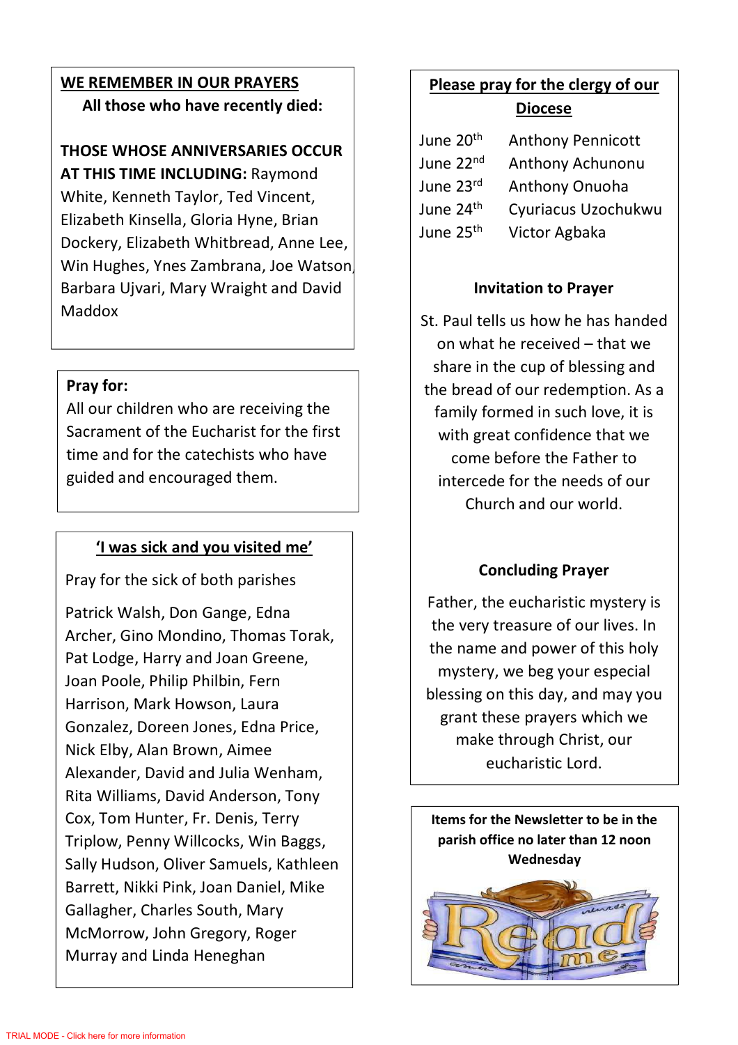## WE REMEMBER IN OUR PRAYERS

**All those who have recently died:**

**THOSE WHOSE ANNIVERSARIES OCCUR AT THIS TIME INCLUDING:** Raymond White, Kenneth Taylor, Ted Vincent, Elizabeth Kinsella, Gloria Hyne, Brian Dockery, Elizabeth Whitbread, Anne Lee, Win Hughes, Ynes Zambrana, Joe Watson, Barbara Ujvari, Mary Wraight and David Maddox

**Pray for:**

All our children who are receiving the Sacrament of the Eucharist for the first time and for the catechists who have guided and encouraged them.

## 'I was sick and you visited me'

Pray for the sick of both parishes

Patrick Walsh, Don Gange, Edna Archer, Gino Mondino, Thomas Torak, Pat Lodge, Harry and Joan Greene, Joan Poole, Philip Philbin, Fern Harrison, Mark Howson, Laura Gonzalez, Doreen Jones, Edna Price, Nick Elby, Alan Brown, Aimee Alexander, David and Julia Wenham, Rita Williams, David Anderson, Tony Cox, Tom Hunter, Fr. Denis, Terry Triplow, Penny Willcocks, Win Baggs, Sally Hudson, Oliver Samuels, Kathleen Barrett, Nikki Pink, Joan Daniel, Mike Gallagher, Charles South, Mary McMorrow, John Gregory, Roger Murray and Linda Heneghan

## Please pray for the clergy of our Diocese

| | |
|---|---|
| June 20th | Anthony Pennicott |
| June 22nd | Anthony Achunonu |
| June 23rd | Anthony Onuoha |
| June 24th | Cyuriacus Uzochukwu |
| June 25th | Victor Agbaka |

### Invitation to Prayer

St. Paul tells us how he has handed on what he received – that we share in the cup of blessing and the bread of our redemption. As a family formed in such love, it is with great confidence that we come before the Father to intercede for the needs of our Church and our world.

### Concluding Prayer

Father, the eucharistic mystery is the very treasure of our lives. In the name and power of this holy mystery, we beg your especial blessing on this day, and may you grant these prayers which we make through Christ, our eucharistic Lord.

**Items for the Newsletter to be in the parish office no later than 12 noon Wednesday**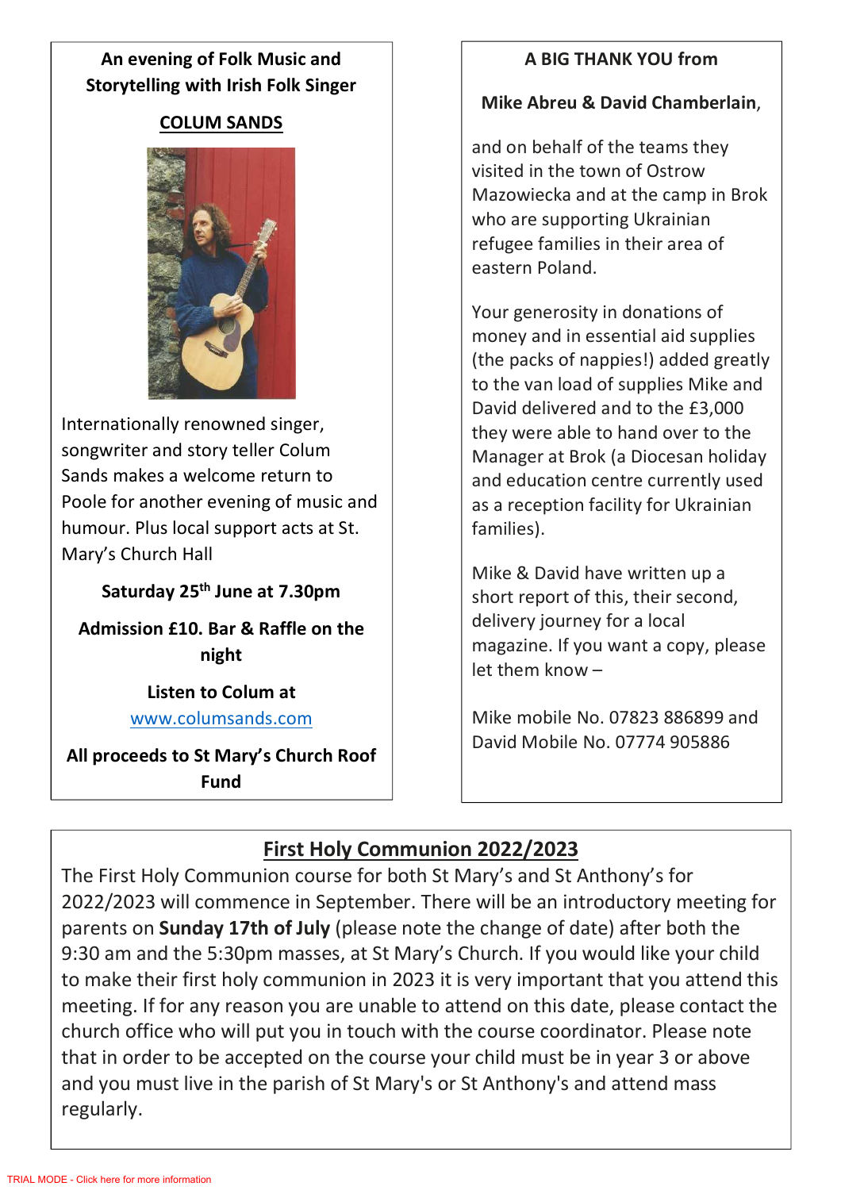**An evening of Folk Music and Storytelling with Irish Folk Singer**

**COLUM SANDS**

Internationally renowned singer, songwriter and story teller Colum Sands makes a welcome return to Poole for another evening of music and humour. Plus local support acts at St. Mary's Church Hall

**Saturday 25th June at 7.30pm**

**Admission £10. Bar & Raffle on the night**

**Listen to Colum at**
[www.columsands.com](http://www.columsands.com)

**All proceeds to St Mary's Church Roof Fund**

**A BIG THANK YOU from**

**Mike Abreu & David Chamberlain**,

and on behalf of the teams they visited in the town of Ostrow Mazowiecka and at the camp in Brok who are supporting Ukrainian refugee families in their area of eastern Poland.

Your generosity in donations of money and in essential aid supplies (the packs of nappies!) added greatly to the van load of supplies Mike and David delivered and to the £3,000 they were able to hand over to the Manager at Brok (a Diocesan holiday and education centre currently used as a reception facility for Ukrainian families).

Mike & David have written up a short report of this, their second, delivery journey for a local magazine. If you want a copy, please let them know –

Mike mobile No. 07823 886899 and David Mobile No. 07774 905886

## First Holy Communion 2022/2023

The First Holy Communion course for both St Mary's and St Anthony's for 2022/2023 will commence in September. There will be an introductory meeting for parents on **Sunday 17th of July** (please note the change of date) after both the 9:30 am and the 5:30pm masses, at St Mary's Church. If you would like your child to make their first holy communion in 2023 it is very important that you attend this meeting. If for any reason you are unable to attend on this date, please contact the church office who will put you in touch with the course coordinator. Please note that in order to be accepted on the course your child must be in year 3 or above and you must live in the parish of St Mary's or St Anthony's and attend mass regularly.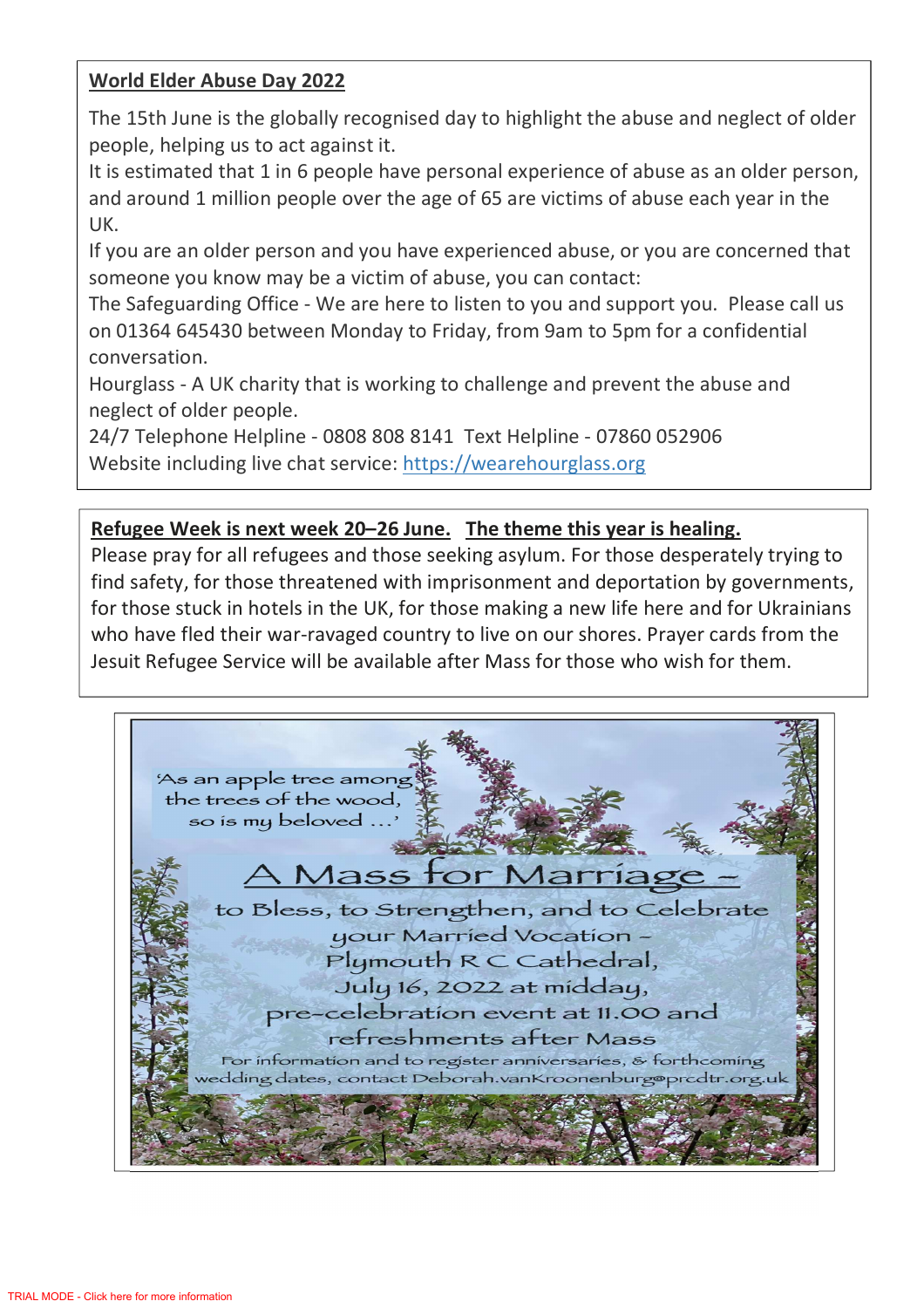## World Elder Abuse Day 2022

The 15th June is the globally recognised day to highlight the abuse and neglect of older people, helping us to act against it.

It is estimated that 1 in 6 people have personal experience of abuse as an older person, and around 1 million people over the age of 65 are victims of abuse each year in the UK.

If you are an older person and you have experienced abuse, or you are concerned that someone you know may be a victim of abuse, you can contact:

The Safeguarding Office - We are here to listen to you and support you. Please call us on 01364 645430 between Monday to Friday, from 9am to 5pm for a confidential conversation.

Hourglass - A UK charity that is working to challenge and prevent the abuse and neglect of older people.

24/7 Telephone Helpline - 0808 808 8141 Text Helpline - 07860 052906

Website including live chat service: https://wearehourglass.org

## Refugee Week is next week 20–26 June. The theme this year is healing.

Please pray for all refugees and those seeking asylum. For those desperately trying to find safety, for those threatened with imprisonment and deportation by governments, for those stuck in hotels in the UK, for those making a new life here and for Ukrainians who have fled their war-ravaged country to live on our shores. Prayer cards from the Jesuit Refugee Service will be available after Mass for those who wish for them.

'As an apple tree among the trees of the wood, so is my beloved …'

## A Mass for Marriage –

to Bless, to Strengthen, and to Celebrate your Married Vocation –
Plymouth R C Cathedral,
July 16, 2022 at midday,
pre-celebration event at 11.00 and refreshments after Mass

For information and to register anniversaries, & forthcoming wedding dates, contact Deborah.vanKroonenburg@prcdtr.org.uk